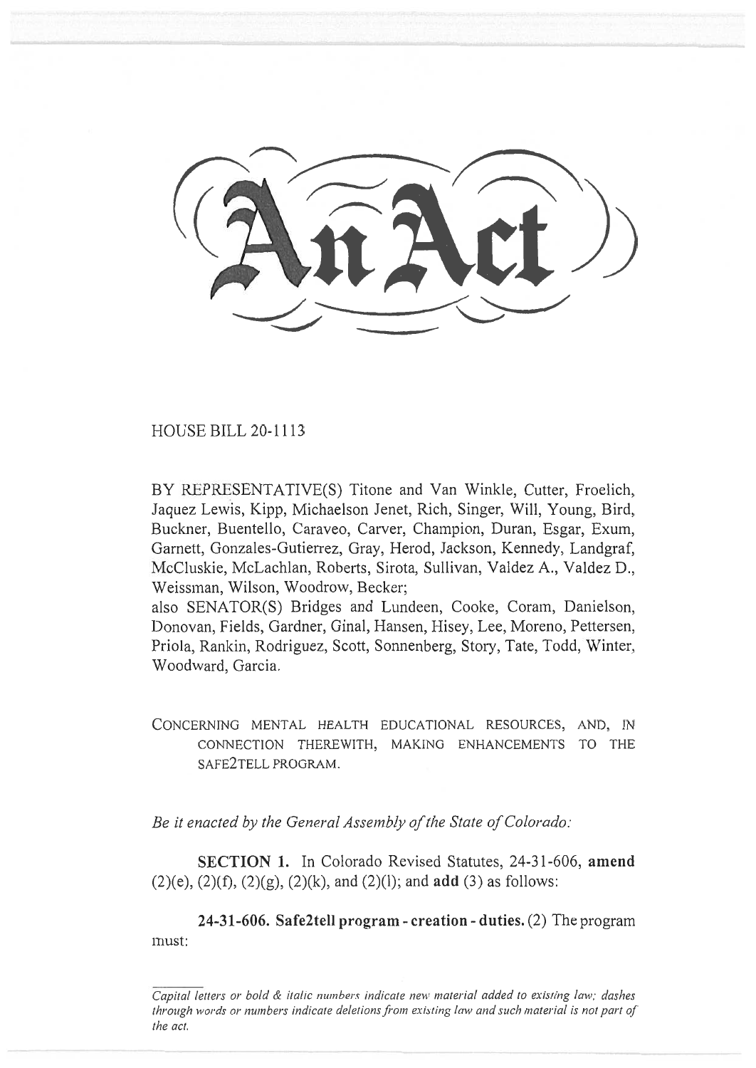An Act

HOUSE BILL 20-1113

BY REPRESENTATIVE(S) Titone and Van Winkle, Cutter, Froelich, Jaquez Lewis, Kipp, Michaelson Jenet, Rich, Singer, Will, Young, Bird, Buckner, Buentello, Caraveo, Carver, Champion, Duran, Esgar, Exum, Garnett, Gonzales-Gutierrez, Gray, Herod, Jackson, Kennedy, Landgraf, McCluskie, McLachlan, Roberts, Sirota, Sullivan, Valdez A., Valdez D., Weissman, Wilson, Woodrow, Becker;
also SENATOR(S) Bridges and Lundeen, Cooke, Coram, Danielson, Donovan, Fields, Gardner, Ginal, Hansen, Hisey, Lee, Moreno, Pettersen, Priola, Rankin, Rodriguez, Scott, Sonnenberg, Story, Tate, Todd, Winter, Woodward, Garcia.

CONCERNING MENTAL HEALTH EDUCATIONAL RESOURCES, AND, IN CONNECTION THEREWITH, MAKING ENHANCEMENTS TO THE SAFE2TELL PROGRAM.

*Be it enacted by the General Assembly of the State of Colorado:*

**SECTION 1.** In Colorado Revised Statutes, 24-31-606, **amend** (2)(e), (2)(f), (2)(g), (2)(k), and (2)(l); and **add** (3) as follows:

**24-31-606. Safe2tell program - creation - duties.** (2) The program must:

*Capital letters or bold & italic numbers indicate new material added to existing law; dashes through words or numbers indicate deletions from existing law and such material is not part of the act.*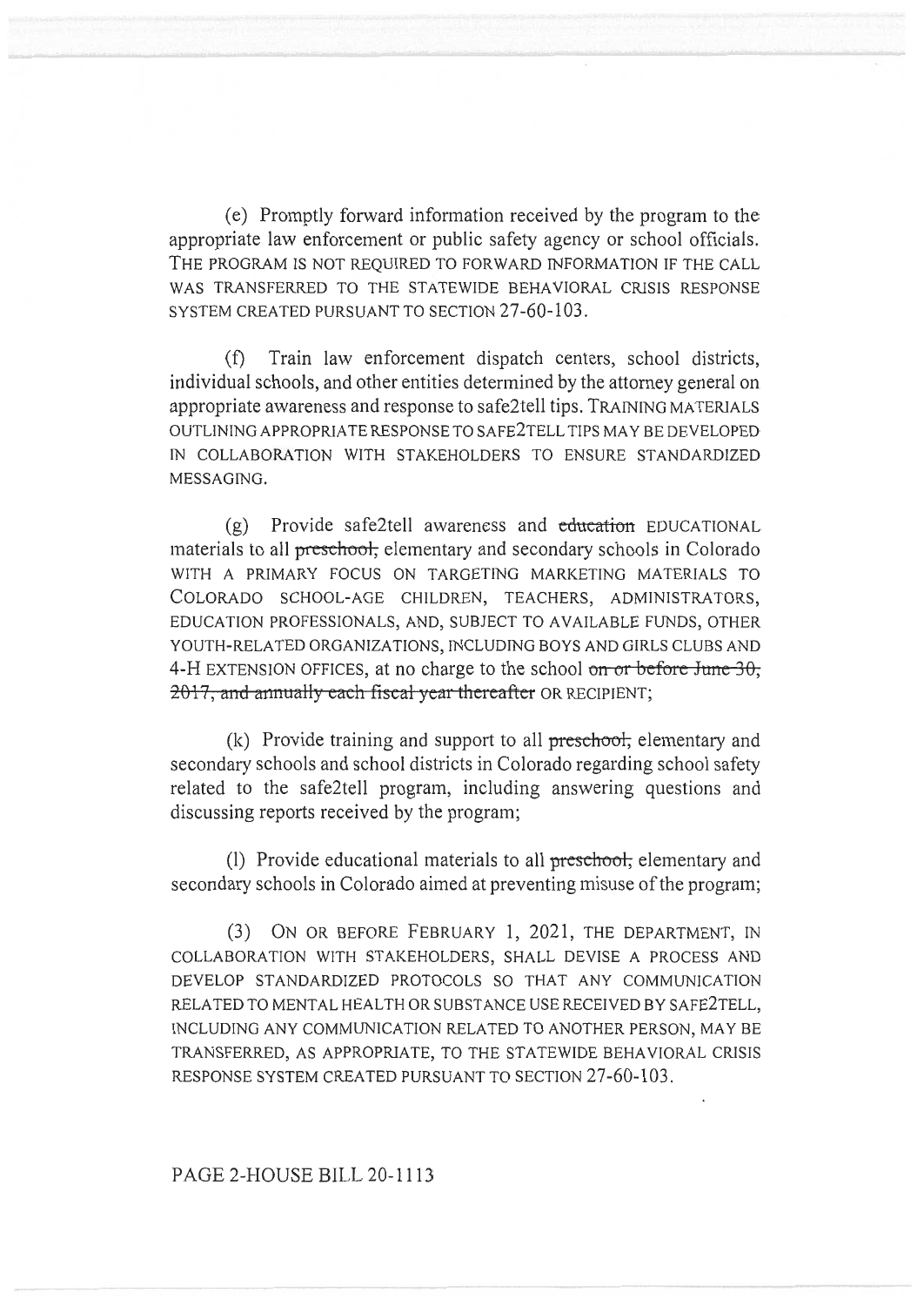(e) Promptly forward information received by the program to the appropriate law enforcement or public safety agency or school officials. THE PROGRAM IS NOT REQUIRED TO FORWARD INFORMATION IF THE CALL WAS TRANSFERRED TO THE STATEWIDE BEHAVIORAL CRISIS RESPONSE SYSTEM CREATED PURSUANT TO SECTION 27-60-103.

(f) Train law enforcement dispatch centers, school districts, individual schools, and other entities determined by the attorney general on appropriate awareness and response to safe2tell tips. TRAINING MATERIALS OUTLINING APPROPRIATE RESPONSE TO SAFE2TELL TIPS MAY BE DEVELOPED IN COLLABORATION WITH STAKEHOLDERS TO ENSURE STANDARDIZED MESSAGING.

(g) Provide safe2tell awareness and ~~education~~ EDUCATIONAL materials to all ~~preschool,~~ elementary and secondary schools in Colorado WITH A PRIMARY FOCUS ON TARGETING MARKETING MATERIALS TO COLORADO SCHOOL-AGE CHILDREN, TEACHERS, ADMINISTRATORS, EDUCATION PROFESSIONALS, AND, SUBJECT TO AVAILABLE FUNDS, OTHER YOUTH-RELATED ORGANIZATIONS, INCLUDING BOYS AND GIRLS CLUBS AND 4-H EXTENSION OFFICES, at no charge to the school ~~on or before June 30, 2017, and annually each fiscal year thereafter~~ OR RECIPIENT;

(k) Provide training and support to all ~~preschool,~~ elementary and secondary schools and school districts in Colorado regarding school safety related to the safe2tell program, including answering questions and discussing reports received by the program;

(l) Provide educational materials to all ~~preschool,~~ elementary and secondary schools in Colorado aimed at preventing misuse of the program;

(3) ON OR BEFORE FEBRUARY 1, 2021, THE DEPARTMENT, IN COLLABORATION WITH STAKEHOLDERS, SHALL DEVISE A PROCESS AND DEVELOP STANDARDIZED PROTOCOLS SO THAT ANY COMMUNICATION RELATED TO MENTAL HEALTH OR SUBSTANCE USE RECEIVED BY SAFE2TELL, INCLUDING ANY COMMUNICATION RELATED TO ANOTHER PERSON, MAY BE TRANSFERRED, AS APPROPRIATE, TO THE STATEWIDE BEHAVIORAL CRISIS RESPONSE SYSTEM CREATED PURSUANT TO SECTION 27-60-103.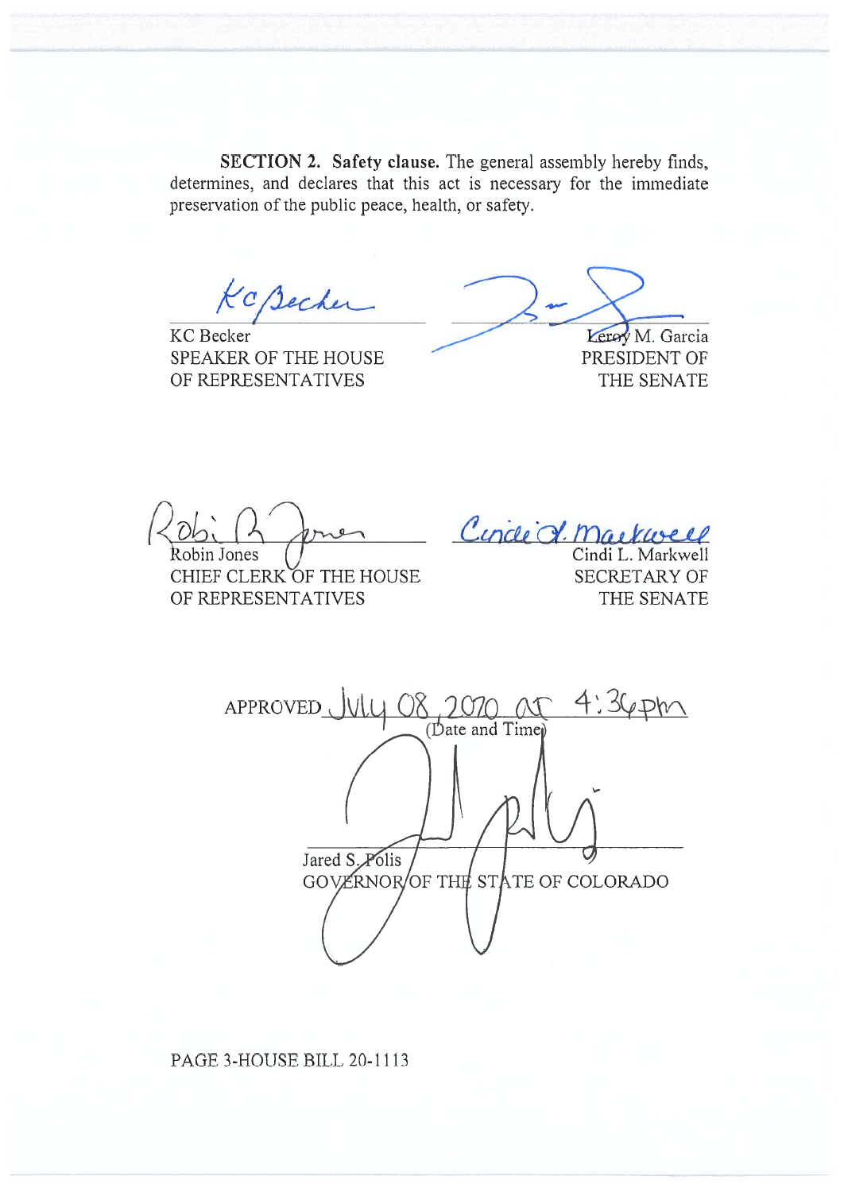**SECTION 2. Safety clause.** The general assembly hereby finds, determines, and declares that this act is necessary for the immediate preservation of the public peace, health, or safety.

KC Becker
SPEAKER OF THE HOUSE
OF REPRESENTATIVES

Leroy M. Garcia
PRESIDENT OF
THE SENATE

Robin Jones
CHIEF CLERK OF THE HOUSE
OF REPRESENTATIVES

Cindi L. Markwell
SECRETARY OF
THE SENATE

APPROVED July 08, 2020 at 4:36pm
(Date and Time)

Jared S. Polis
GOVERNOR OF THE STATE OF COLORADO

PAGE 3-HOUSE BILL 20-1113